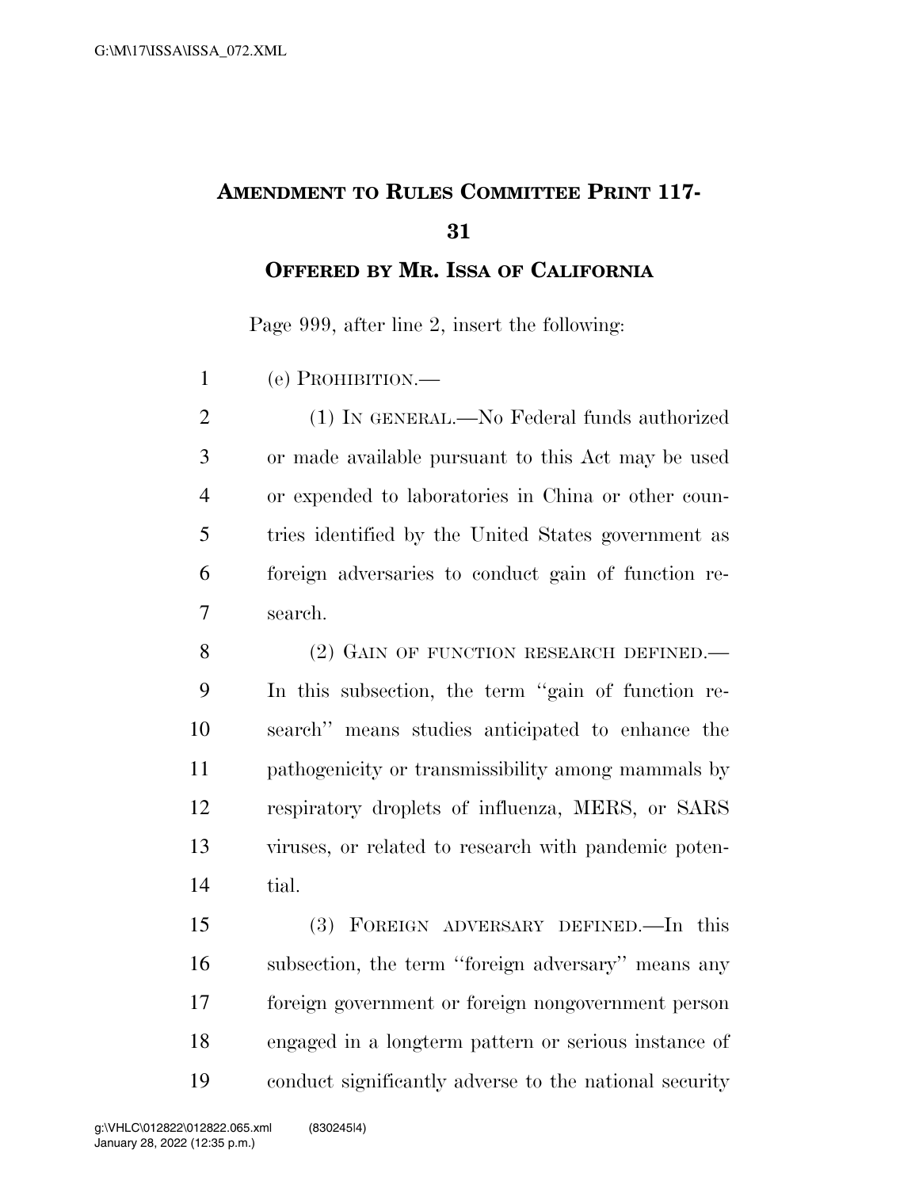# AMENDMENT TO RULES COMMITTEE PRINT 117-31

## OFFERED BY MR. ISSA OF CALIFORNIA

Page 999, after line 2, insert the following:

(e) PROHIBITION.—

(1) IN GENERAL.—No Federal funds authorized or made available pursuant to this Act may be used or expended to laboratories in China or other countries identified by the United States government as foreign adversaries to conduct gain of function research.

(2) GAIN OF FUNCTION RESEARCH DEFINED.—In this subsection, the term ''gain of function research'' means studies anticipated to enhance the pathogenicity or transmissibility among mammals by respiratory droplets of influenza, MERS, or SARS viruses, or related to research with pandemic potential.

(3) FOREIGN ADVERSARY DEFINED.—In this subsection, the term ''foreign adversary'' means any foreign government or foreign nongovernment person engaged in a longterm pattern or serious instance of conduct significantly adverse to the national security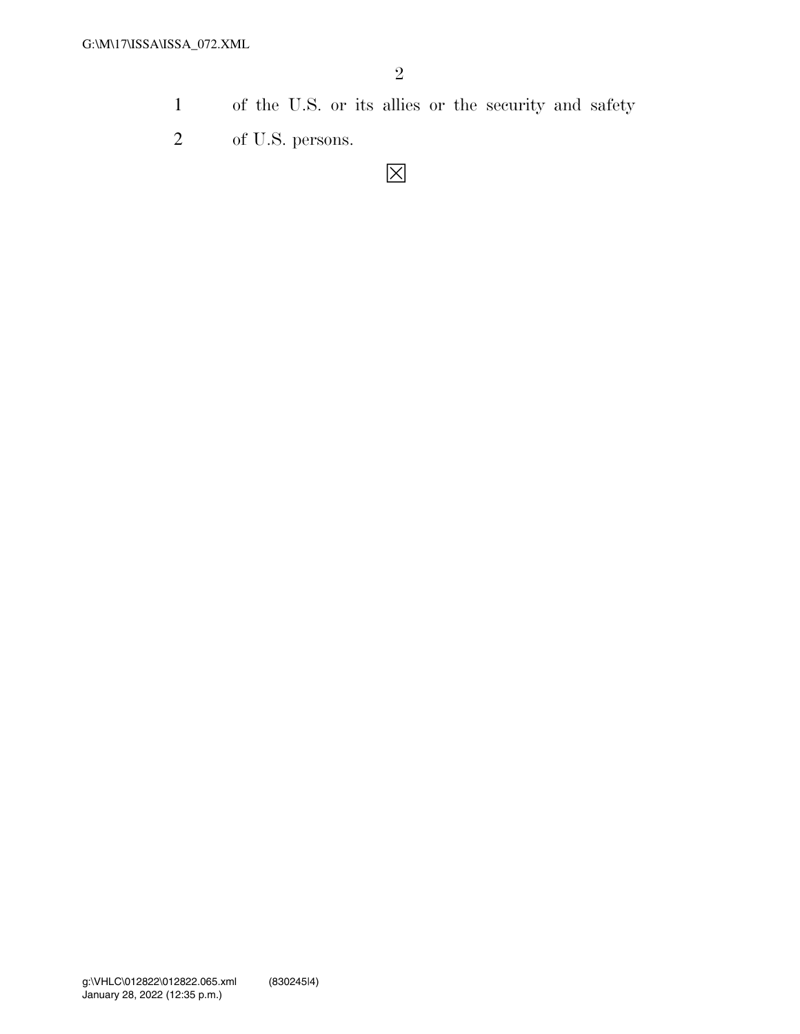of the U.S. or its allies or the security and safety of U.S. persons.

☒